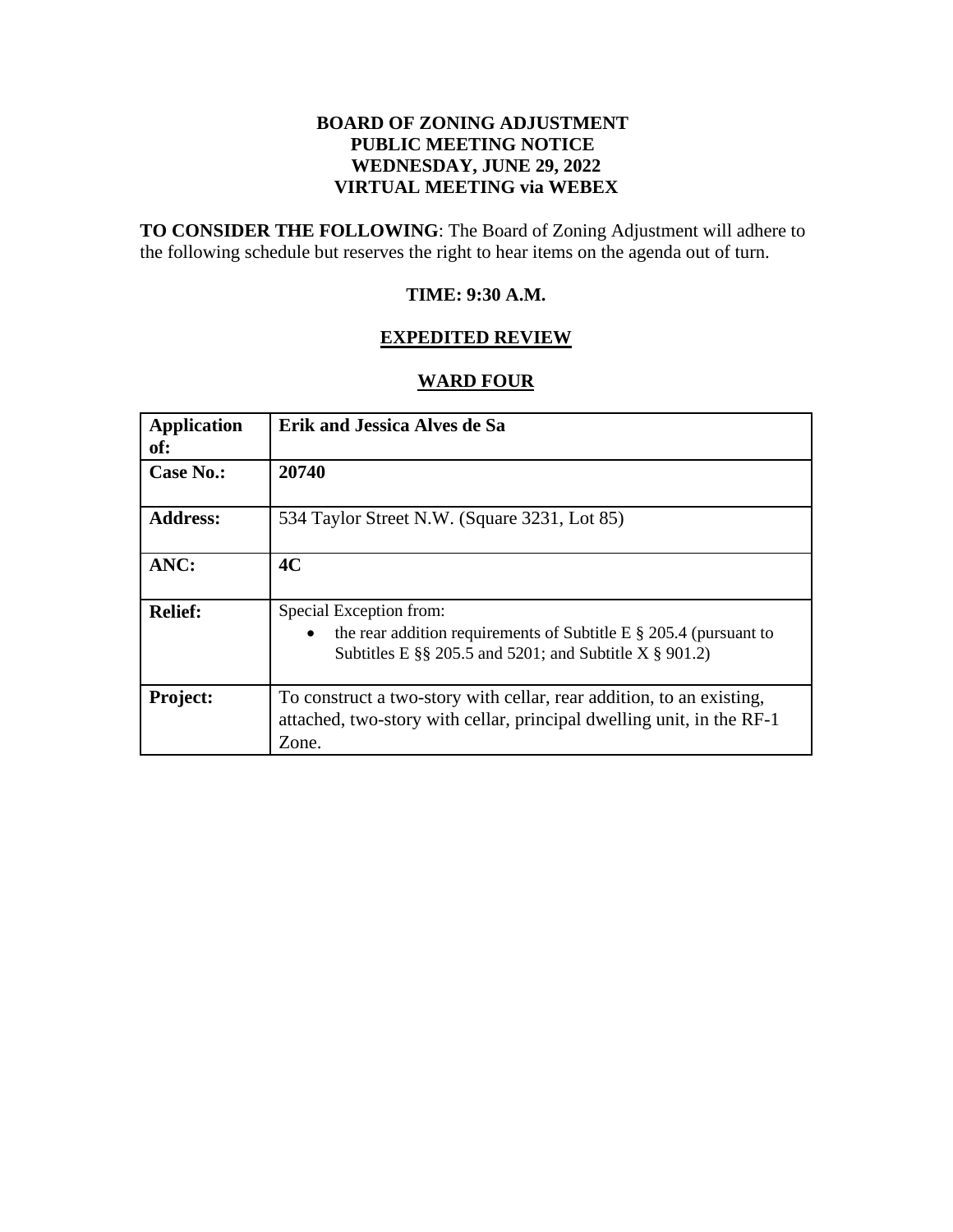**BOARD OF ZONING ADJUSTMENT**
**PUBLIC MEETING NOTICE**
**WEDNESDAY, JUNE 29, 2022**
**VIRTUAL MEETING via WEBEX**

**TO CONSIDER THE FOLLOWING**: The Board of Zoning Adjustment will adhere to the following schedule but reserves the right to hear items on the agenda out of turn.

**TIME: 9:30 A.M.**

**EXPEDITED REVIEW**

**WARD FOUR**

| **Application of:** | **Erik and Jessica Alves de Sa** |
|---|---|
| **Case No.:** | **20740** |
| **Address:** | 534 Taylor Street N.W. (Square 3231, Lot 85) |
| **ANC:** | **4C** |
| **Relief:** | Special Exception from: <br>• the rear addition requirements of Subtitle E § 205.4 (pursuant to Subtitles E §§ 205.5 and 5201; and Subtitle X § 901.2) |
| **Project:** | To construct a two-story with cellar, rear addition, to an existing, attached, two-story with cellar, principal dwelling unit, in the RF-1 Zone. |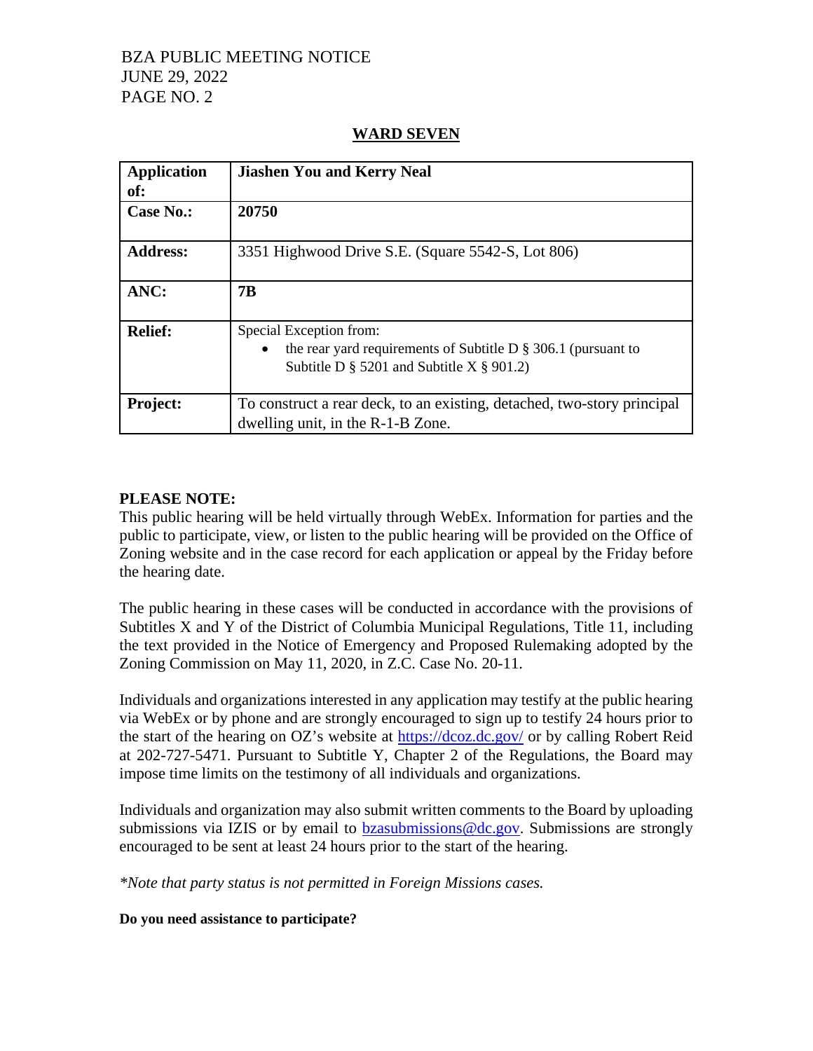## WARD SEVEN

| **Application of:** | **Jiashen You and Kerry Neal** |
|---|---|
| **Case No.:** | **20750** |
| **Address:** | 3351 Highwood Drive S.E. (Square 5542-S, Lot 806) |
| **ANC:** | **7B** |
| **Relief:** | Special Exception from: <br>• the rear yard requirements of Subtitle D § 306.1 (pursuant to Subtitle D § 5201 and Subtitle X § 901.2) |
| **Project:** | To construct a rear deck, to an existing, detached, two-story principal dwelling unit, in the R-1-B Zone. |

**PLEASE NOTE:**

This public hearing will be held virtually through WebEx. Information for parties and the public to participate, view, or listen to the public hearing will be provided on the Office of Zoning website and in the case record for each application or appeal by the Friday before the hearing date.

The public hearing in these cases will be conducted in accordance with the provisions of Subtitles X and Y of the District of Columbia Municipal Regulations, Title 11, including the text provided in the Notice of Emergency and Proposed Rulemaking adopted by the Zoning Commission on May 11, 2020, in Z.C. Case No. 20-11.

Individuals and organizations interested in any application may testify at the public hearing via WebEx or by phone and are strongly encouraged to sign up to testify 24 hours prior to the start of the hearing on OZ's website at https://dcoz.dc.gov/ or by calling Robert Reid at 202-727-5471. Pursuant to Subtitle Y, Chapter 2 of the Regulations, the Board may impose time limits on the testimony of all individuals and organizations.

Individuals and organization may also submit written comments to the Board by uploading submissions via IZIS or by email to bzasubmissions@dc.gov. Submissions are strongly encouraged to be sent at least 24 hours prior to the start of the hearing.

*\*Note that party status is not permitted in Foreign Missions cases.*

**Do you need assistance to participate?**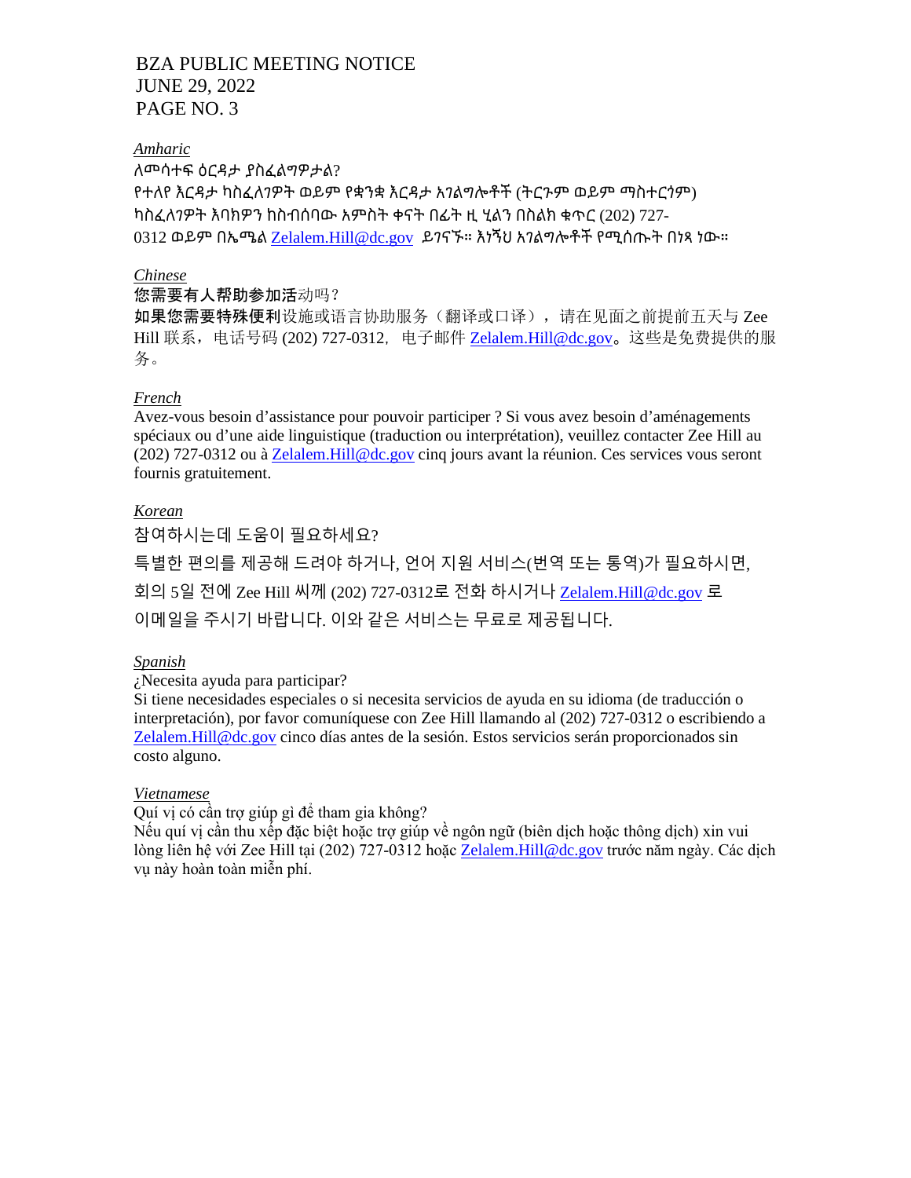BZA PUBLIC MEETING NOTICE
JUNE 29, 2022
PAGE NO. 3

*Amharic*

ለመሳተፍ ዕርዳታ ያስፈልግዎታል?
የተለየ እርዳታ ካስፈለገዎት ወይም የቋንቋ እርዳታ አገልግሎቶች (ትርጉም ወይም ማስተርጎም) ካስፈለገዎት እባክዎን ከስብሰባው አምስት ቀናት በፊት ዚ ሂልን በስልክ ቁጥር (202) 727-0312 ወይም በኤሜል Zelalem.Hill@dc.gov ይገናኙ። እነኝህ አገልግሎቶች የሚሰጡት በነጻ ነው።

*Chinese*

**您需要有人帮助参加**活动吗？
**如果您需要特殊便利**设施或语言协助服务（翻译或口译），请在见面之前提前五天与 Zee Hill 联系，电话号码 (202) 727-0312，电子邮件 Zelalem.Hill@dc.gov。这些是免费提供的服务。

*French*

Avez-vous besoin d'assistance pour pouvoir participer ? Si vous avez besoin d'aménagements spéciaux ou d'une aide linguistique (traduction ou interprétation), veuillez contacter Zee Hill au (202) 727-0312 ou à Zelalem.Hill@dc.gov cinq jours avant la réunion. Ces services vous seront fournis gratuitement.

*Korean*

참여하시는데 도움이 필요하세요?
특별한 편의를 제공해 드려야 하거나, 언어 지원 서비스(번역 또는 통역)가 필요하시면, 회의 5일 전에 Zee Hill 씨께 (202) 727-0312로 전화 하시거나 Zelalem.Hill@dc.gov 로 이메일을 주시기 바랍니다. 이와 같은 서비스는 무료로 제공됩니다.

*Spanish*

¿Necesita ayuda para participar?
Si tiene necesidades especiales o si necesita servicios de ayuda en su idioma (de traducción o interpretación), por favor comuníquese con Zee Hill llamando al (202) 727-0312 o escribiendo a Zelalem.Hill@dc.gov cinco días antes de la sesión. Estos servicios serán proporcionados sin costo alguno.

*Vietnamese*

Quí vị có cần trợ giúp gì để tham gia không?
Nếu quí vị cần thu xếp đặc biệt hoặc trợ giúp về ngôn ngữ (biên dịch hoặc thông dịch) xin vui lòng liên hệ với Zee Hill tại (202) 727-0312 hoặc Zelalem.Hill@dc.gov trước năm ngày. Các dịch vụ này hoàn toàn miễn phí.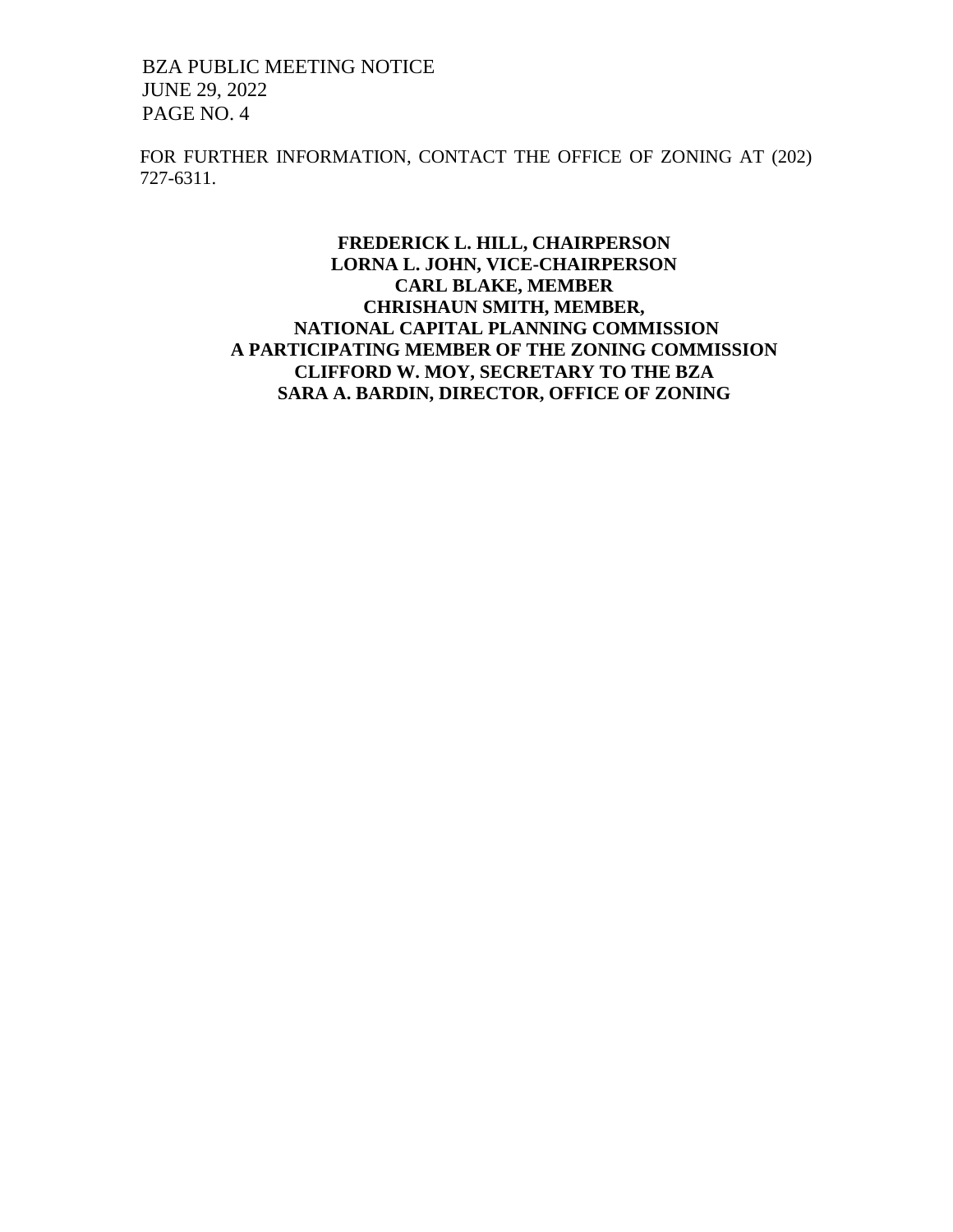FOR FURTHER INFORMATION, CONTACT THE OFFICE OF ZONING AT (202) 727-6311.

**FREDERICK L. HILL, CHAIRPERSON**
**LORNA L. JOHN, VICE-CHAIRPERSON**
**CARL BLAKE, MEMBER**
**CHRISHAUN SMITH, MEMBER,**
**NATIONAL CAPITAL PLANNING COMMISSION**
**A PARTICIPATING MEMBER OF THE ZONING COMMISSION**
**CLIFFORD W. MOY, SECRETARY TO THE BZA**
**SARA A. BARDIN, DIRECTOR, OFFICE OF ZONING**